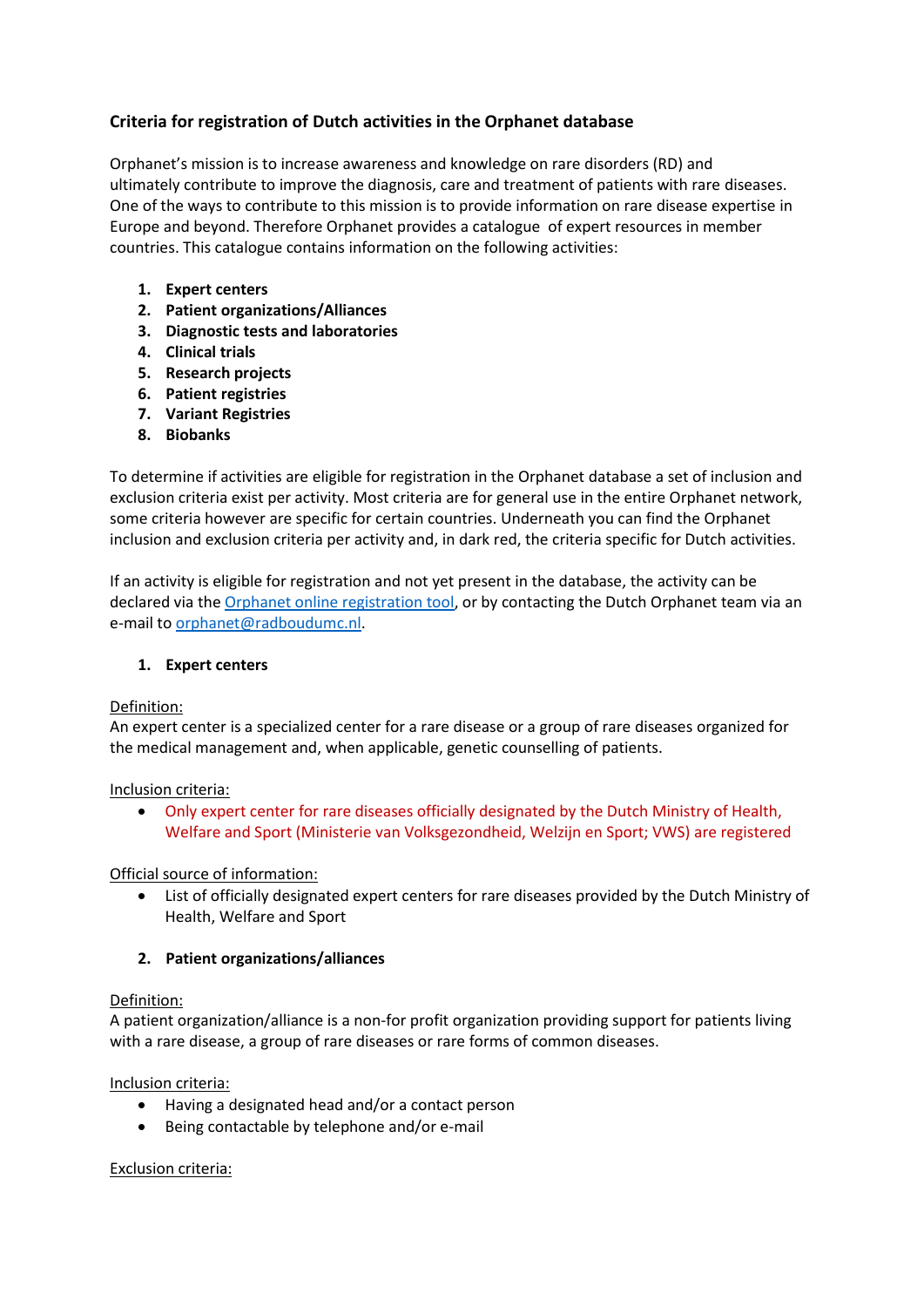### Criteria for registration of Dutch activities in the Orphanet database

Orphanet's mission is to increase awareness and knowledge on rare disorders (RD) and ultimately contribute to improve the diagnosis, care and treatment of patients with rare diseases. One of the ways to contribute to this mission is to provide information on rare disease expertise in Europe and beyond. Therefore Orphanet provides a catalogue of expert resources in member countries. This catalogue contains information on the following activities:

1. **Expert centers**
2. **Patient organizations/Alliances**
3. **Diagnostic tests and laboratories**
4. **Clinical trials**
5. **Research projects**
6. **Patient registries**
7. **Variant Registries**
8. **Biobanks**

To determine if activities are eligible for registration in the Orphanet database a set of inclusion and exclusion criteria exist per activity. Most criteria are for general use in the entire Orphanet network, some criteria however are specific for certain countries. Underneath you can find the Orphanet inclusion and exclusion criteria per activity and, in dark red, the criteria specific for Dutch activities.

If an activity is eligible for registration and not yet present in the database, the activity can be declared via the [Orphanet online registration tool](), or by contacting the Dutch Orphanet team via an e-mail to [orphanet@radboudumc.nl]().

1. **Expert centers**

Definition:
An expert center is a specialized center for a rare disease or a group of rare diseases organized for the medical management and, when applicable, genetic counselling of patients.

Inclusion criteria:

- Only expert center for rare diseases officially designated by the Dutch Ministry of Health, Welfare and Sport (Ministerie van Volksgezondheid, Welzijn en Sport; VWS) are registered

Official source of information:

- List of officially designated expert centers for rare diseases provided by the Dutch Ministry of Health, Welfare and Sport

2. **Patient organizations/alliances**

Definition:
A patient organization/alliance is a non-for profit organization providing support for patients living with a rare disease, a group of rare diseases or rare forms of common diseases.

Inclusion criteria:

- Having a designated head and/or a contact person
- Being contactable by telephone and/or e-mail

Exclusion criteria: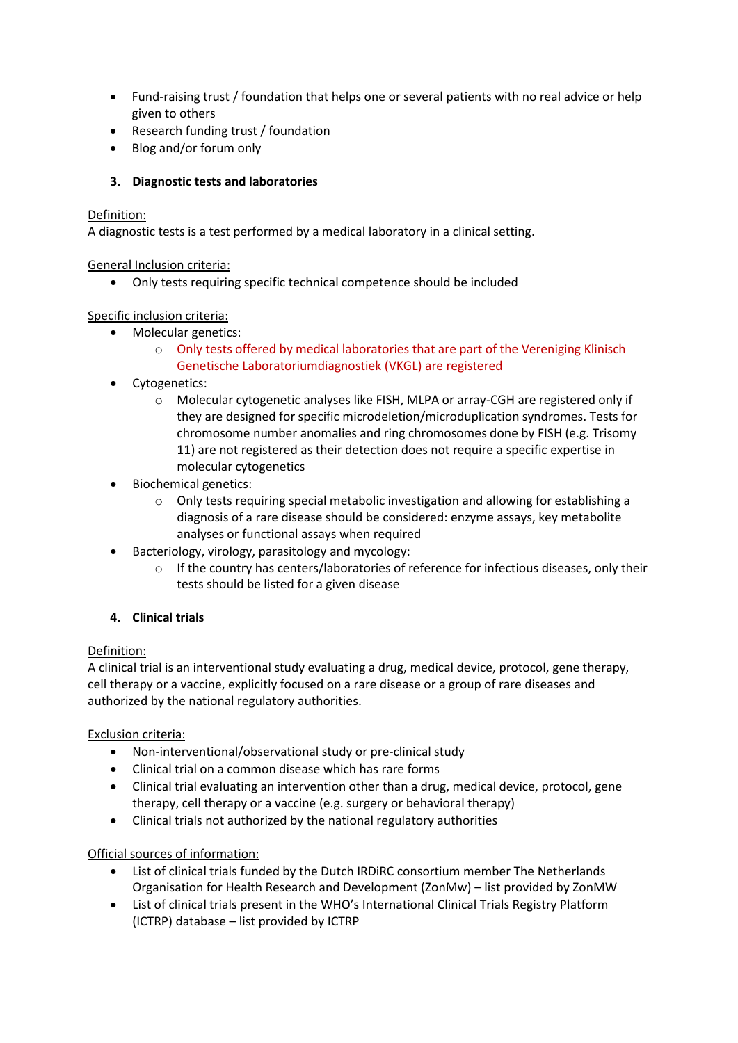- Fund-raising trust / foundation that helps one or several patients with no real advice or help given to others
- Research funding trust / foundation
- Blog and/or forum only

### 3. Diagnostic tests and laboratories

Definition:
A diagnostic tests is a test performed by a medical laboratory in a clinical setting.

General Inclusion criteria:

- Only tests requiring specific technical competence should be included

Specific inclusion criteria:

- Molecular genetics:
  - Only tests offered by medical laboratories that are part of the Vereniging Klinisch Genetische Laboratoriumdiagnostiek (VKGL) are registered
- Cytogenetics:
  - Molecular cytogenetic analyses like FISH, MLPA or array-CGH are registered only if they are designed for specific microdeletion/microduplication syndromes. Tests for chromosome number anomalies and ring chromosomes done by FISH (e.g. Trisomy 11) are not registered as their detection does not require a specific expertise in molecular cytogenetics
- Biochemical genetics:
  - Only tests requiring special metabolic investigation and allowing for establishing a diagnosis of a rare disease should be considered: enzyme assays, key metabolite analyses or functional assays when required
- Bacteriology, virology, parasitology and mycology:
  - If the country has centers/laboratories of reference for infectious diseases, only their tests should be listed for a given disease

### 4. Clinical trials

Definition:
A clinical trial is an interventional study evaluating a drug, medical device, protocol, gene therapy, cell therapy or a vaccine, explicitly focused on a rare disease or a group of rare diseases and authorized by the national regulatory authorities.

Exclusion criteria:

- Non-interventional/observational study or pre-clinical study
- Clinical trial on a common disease which has rare forms
- Clinical trial evaluating an intervention other than a drug, medical device, protocol, gene therapy, cell therapy or a vaccine (e.g. surgery or behavioral therapy)
- Clinical trials not authorized by the national regulatory authorities

Official sources of information:

- List of clinical trials funded by the Dutch IRDiRC consortium member The Netherlands Organisation for Health Research and Development (ZonMw) – list provided by ZonMW
- List of clinical trials present in the WHO's International Clinical Trials Registry Platform (ICTRP) database – list provided by ICTRP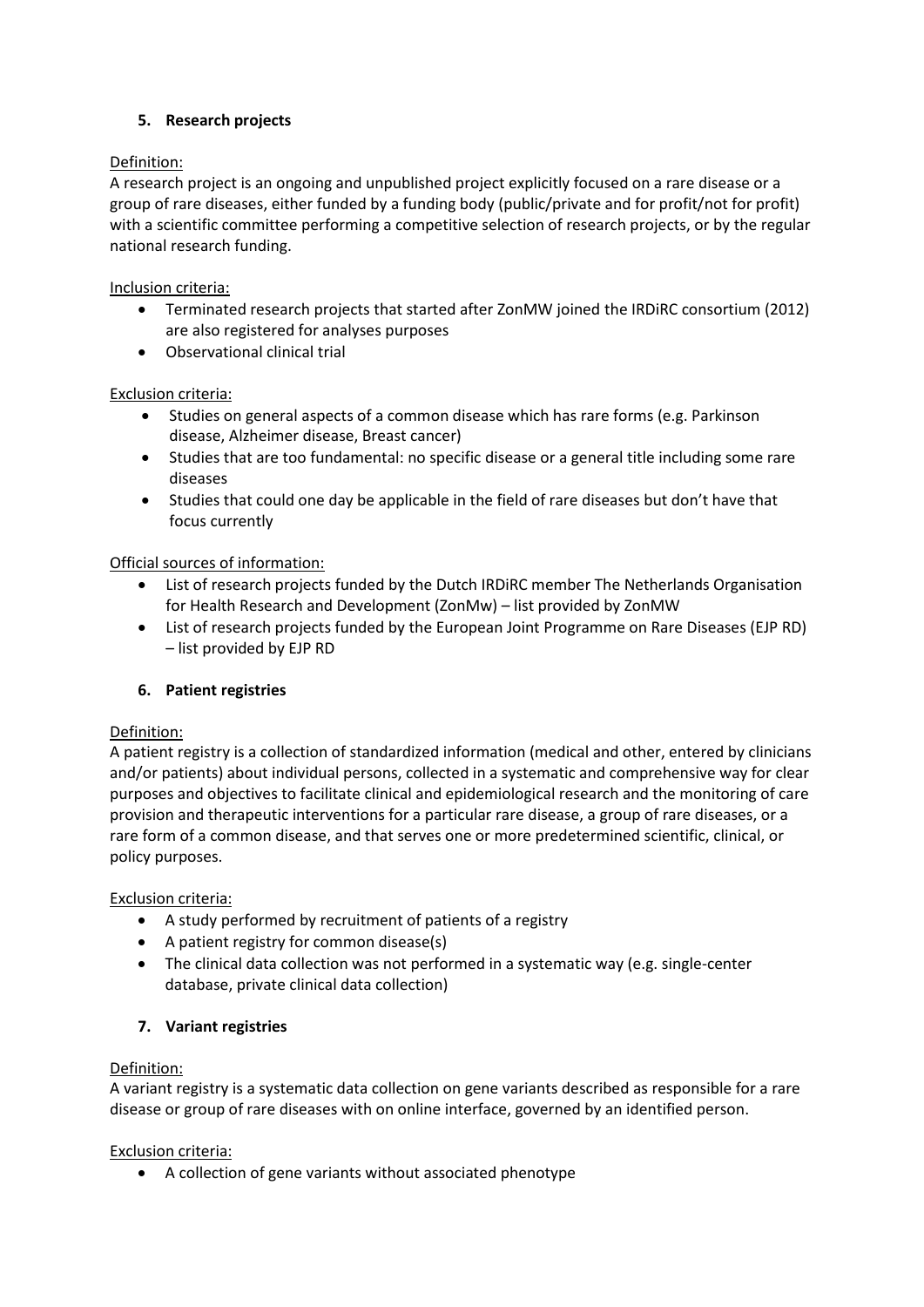## 5. Research projects

Definition:

A research project is an ongoing and unpublished project explicitly focused on a rare disease or a group of rare diseases, either funded by a funding body (public/private and for profit/not for profit) with a scientific committee performing a competitive selection of research projects, or by the regular national research funding.

Inclusion criteria:

- Terminated research projects that started after ZonMW joined the IRDiRC consortium (2012) are also registered for analyses purposes
- Observational clinical trial

Exclusion criteria:

- Studies on general aspects of a common disease which has rare forms (e.g. Parkinson disease, Alzheimer disease, Breast cancer)
- Studies that are too fundamental: no specific disease or a general title including some rare diseases
- Studies that could one day be applicable in the field of rare diseases but don't have that focus currently

Official sources of information:

- List of research projects funded by the Dutch IRDiRC member The Netherlands Organisation for Health Research and Development (ZonMw) – list provided by ZonMW
- List of research projects funded by the European Joint Programme on Rare Diseases (EJP RD) – list provided by EJP RD

## 6. Patient registries

Definition:

A patient registry is a collection of standardized information (medical and other, entered by clinicians and/or patients) about individual persons, collected in a systematic and comprehensive way for clear purposes and objectives to facilitate clinical and epidemiological research and the monitoring of care provision and therapeutic interventions for a particular rare disease, a group of rare diseases, or a rare form of a common disease, and that serves one or more predetermined scientific, clinical, or policy purposes.

Exclusion criteria:

- A study performed by recruitment of patients of a registry
- A patient registry for common disease(s)
- The clinical data collection was not performed in a systematic way (e.g. single-center database, private clinical data collection)

## 7. Variant registries

Definition:

A variant registry is a systematic data collection on gene variants described as responsible for a rare disease or group of rare diseases with on online interface, governed by an identified person.

Exclusion criteria:

- A collection of gene variants without associated phenotype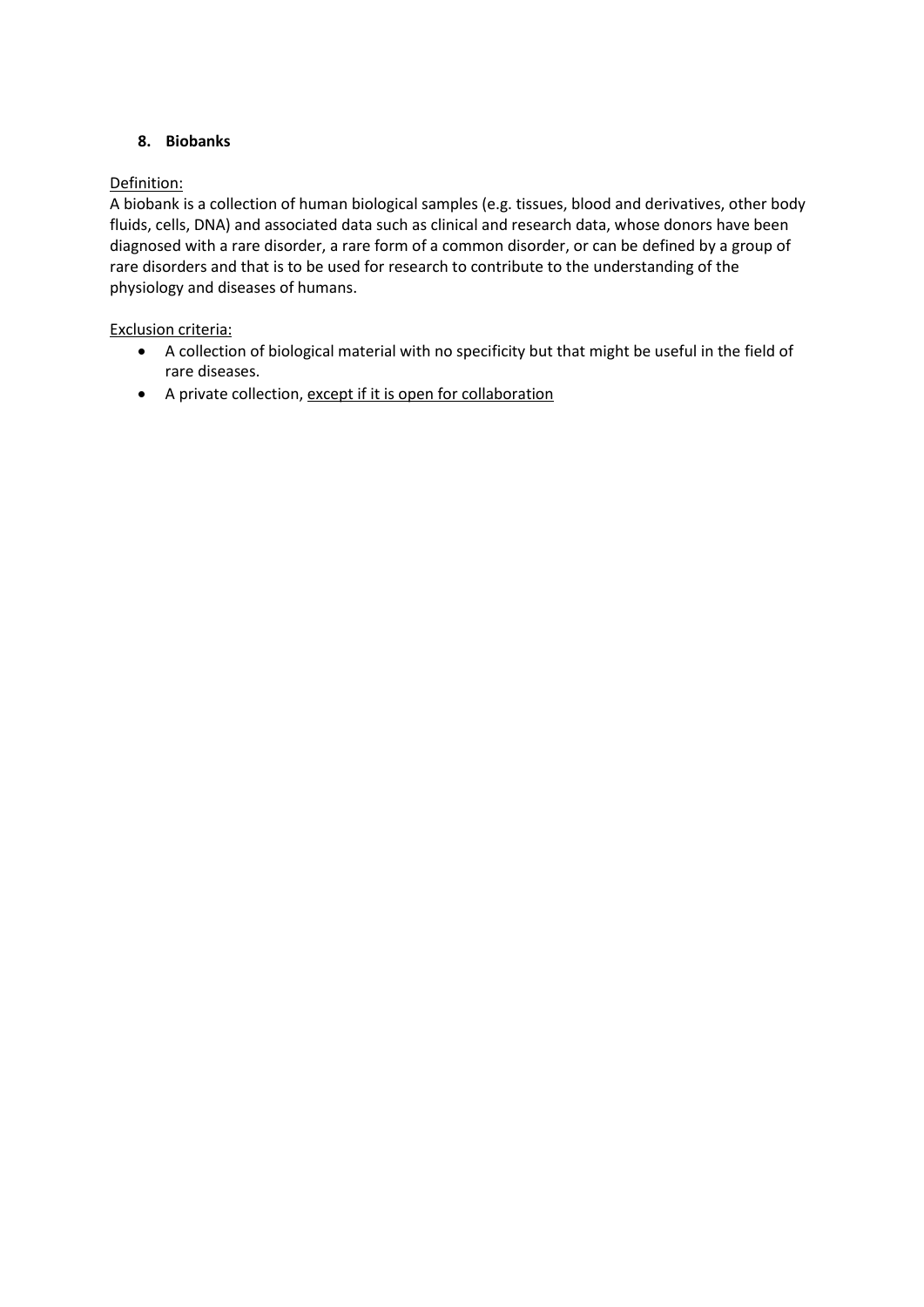## 8. Biobanks

<u>Definition:</u>
A biobank is a collection of human biological samples (e.g. tissues, blood and derivatives, other body fluids, cells, DNA) and associated data such as clinical and research data, whose donors have been diagnosed with a rare disorder, a rare form of a common disorder, or can be defined by a group of rare disorders and that is to be used for research to contribute to the understanding of the physiology and diseases of humans.

<u>Exclusion criteria:</u>

- A collection of biological material with no specificity but that might be useful in the field of rare diseases.
- A private collection, <u>except if it is open for collaboration</u>